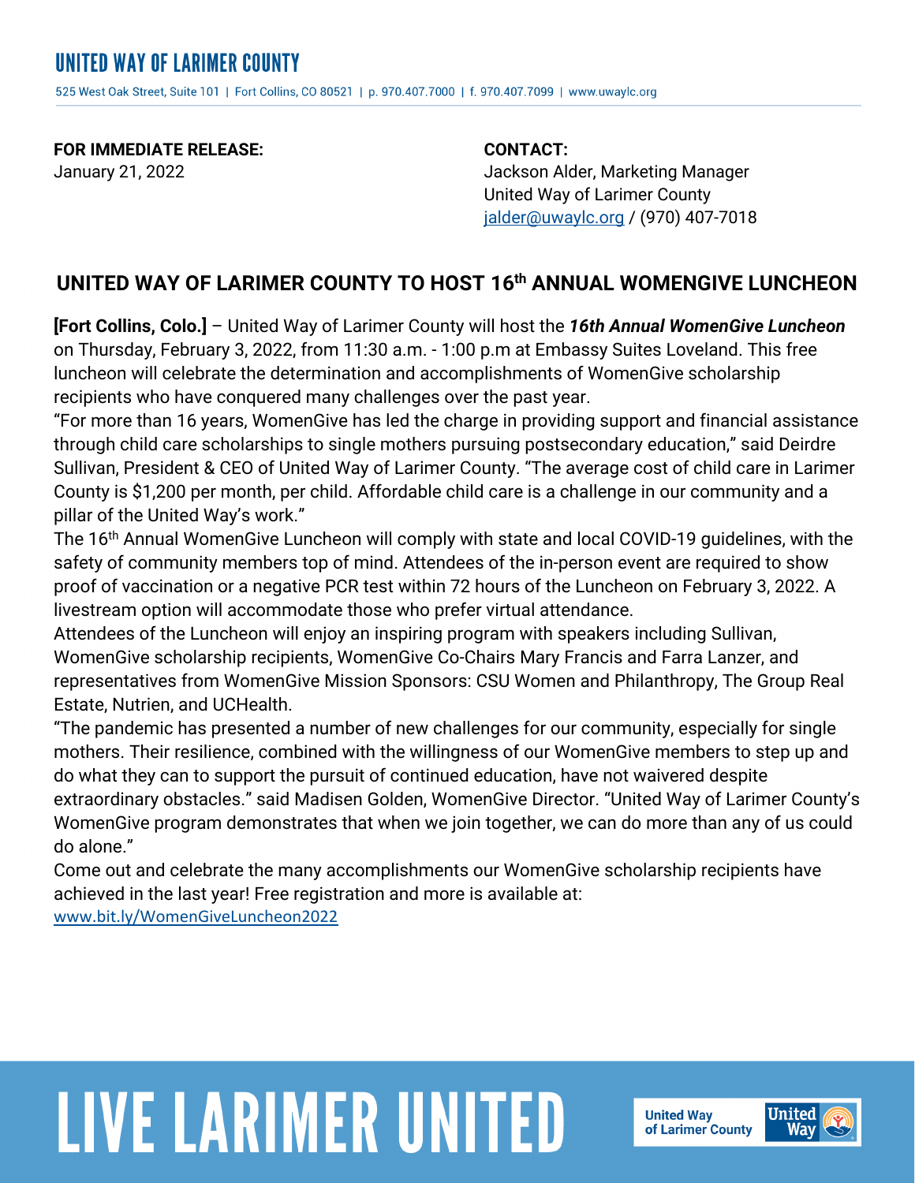# UNITED WAY OF LARIMER COUNTY

525 West Oak Street, Suite 101 | Fort Collins, CO 80521 | p. 970.407.7000 | f. 970.407.7099 | www.uwaylc.org

**FOR IMMEDIATE RELEASE:**
January 21, 2022

**CONTACT:**
Jackson Alder, Marketing Manager
United Way of Larimer County
jalder@uwaylc.org / (970) 407-7018

## UNITED WAY OF LARIMER COUNTY TO HOST 16th ANNUAL WOMENGIVE LUNCHEON

**[Fort Collins, Colo.]** – United Way of Larimer County will host the ***16th Annual WomenGive Luncheon*** on Thursday, February 3, 2022, from 11:30 a.m. - 1:00 p.m at Embassy Suites Loveland. This free luncheon will celebrate the determination and accomplishments of WomenGive scholarship recipients who have conquered many challenges over the past year.

"For more than 16 years, WomenGive has led the charge in providing support and financial assistance through child care scholarships to single mothers pursuing postsecondary education," said Deirdre Sullivan, President & CEO of United Way of Larimer County. "The average cost of child care in Larimer County is $1,200 per month, per child. Affordable child care is a challenge in our community and a pillar of the United Way's work."

The 16th Annual WomenGive Luncheon will comply with state and local COVID-19 guidelines, with the safety of community members top of mind. Attendees of the in-person event are required to show proof of vaccination or a negative PCR test within 72 hours of the Luncheon on February 3, 2022. A livestream option will accommodate those who prefer virtual attendance.

Attendees of the Luncheon will enjoy an inspiring program with speakers including Sullivan, WomenGive scholarship recipients, WomenGive Co-Chairs Mary Francis and Farra Lanzer, and representatives from WomenGive Mission Sponsors: CSU Women and Philanthropy, The Group Real Estate, Nutrien, and UCHealth.

"The pandemic has presented a number of new challenges for our community, especially for single mothers. Their resilience, combined with the willingness of our WomenGive members to step up and do what they can to support the pursuit of continued education, have not waivered despite extraordinary obstacles." said Madisen Golden, WomenGive Director. "United Way of Larimer County's WomenGive program demonstrates that when we join together, we can do more than any of us could do alone."

Come out and celebrate the many accomplishments our WomenGive scholarship recipients have achieved in the last year! Free registration and more is available at:
www.bit.ly/WomenGiveLuncheon2022

LIVE LARIMER UNITED

United Way of Larimer County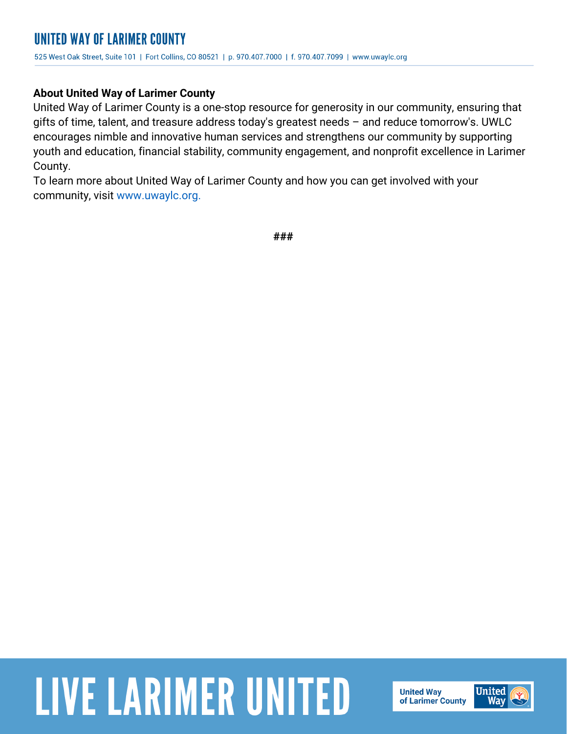**About United Way of Larimer County**

United Way of Larimer County is a one-stop resource for generosity in our community, ensuring that gifts of time, talent, and treasure address today's greatest needs – and reduce tomorrow's. UWLC encourages nimble and innovative human services and strengthens our community by supporting youth and education, financial stability, community engagement, and nonprofit excellence in Larimer County.

To learn more about United Way of Larimer County and how you can get involved with your community, visit www.uwaylc.org.

###